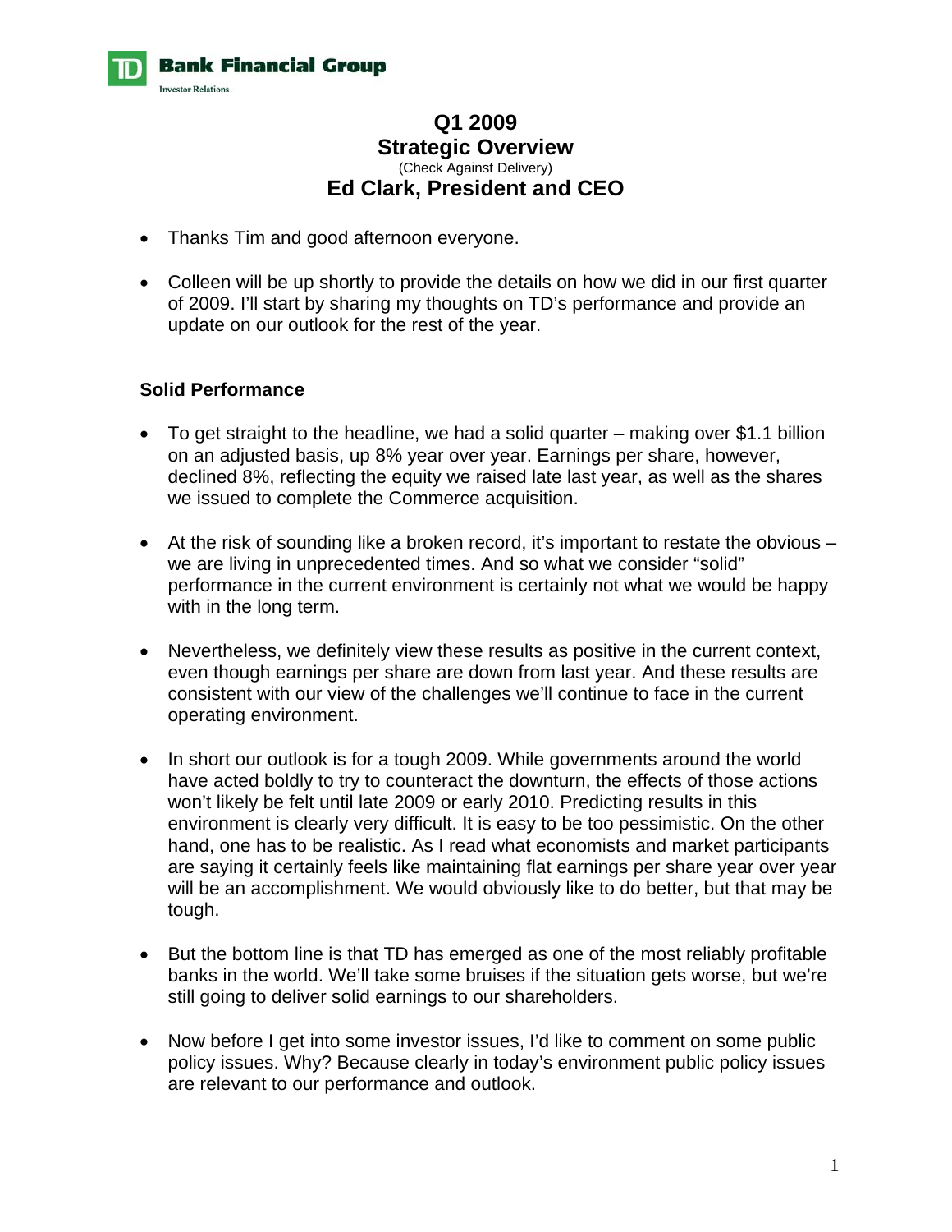**TD Bank Financial Group**
Investor Relations

# Q1 2009
# Strategic Overview
(Check Against Delivery)
# Ed Clark, President and CEO

- Thanks Tim and good afternoon everyone.

- Colleen will be up shortly to provide the details on how we did in our first quarter of 2009. I'll start by sharing my thoughts on TD's performance and provide an update on our outlook for the rest of the year.

## Solid Performance

- To get straight to the headline, we had a solid quarter – making over $1.1 billion on an adjusted basis, up 8% year over year. Earnings per share, however, declined 8%, reflecting the equity we raised late last year, as well as the shares we issued to complete the Commerce acquisition.

- At the risk of sounding like a broken record, it's important to restate the obvious – we are living in unprecedented times. And so what we consider "solid" performance in the current environment is certainly not what we would be happy with in the long term.

- Nevertheless, we definitely view these results as positive in the current context, even though earnings per share are down from last year. And these results are consistent with our view of the challenges we'll continue to face in the current operating environment.

- In short our outlook is for a tough 2009. While governments around the world have acted boldly to try to counteract the downturn, the effects of those actions won't likely be felt until late 2009 or early 2010. Predicting results in this environment is clearly very difficult. It is easy to be too pessimistic. On the other hand, one has to be realistic. As I read what economists and market participants are saying it certainly feels like maintaining flat earnings per share year over year will be an accomplishment. We would obviously like to do better, but that may be tough.

- But the bottom line is that TD has emerged as one of the most reliably profitable banks in the world. We'll take some bruises if the situation gets worse, but we're still going to deliver solid earnings to our shareholders.

- Now before I get into some investor issues, I'd like to comment on some public policy issues. Why? Because clearly in today's environment public policy issues are relevant to our performance and outlook.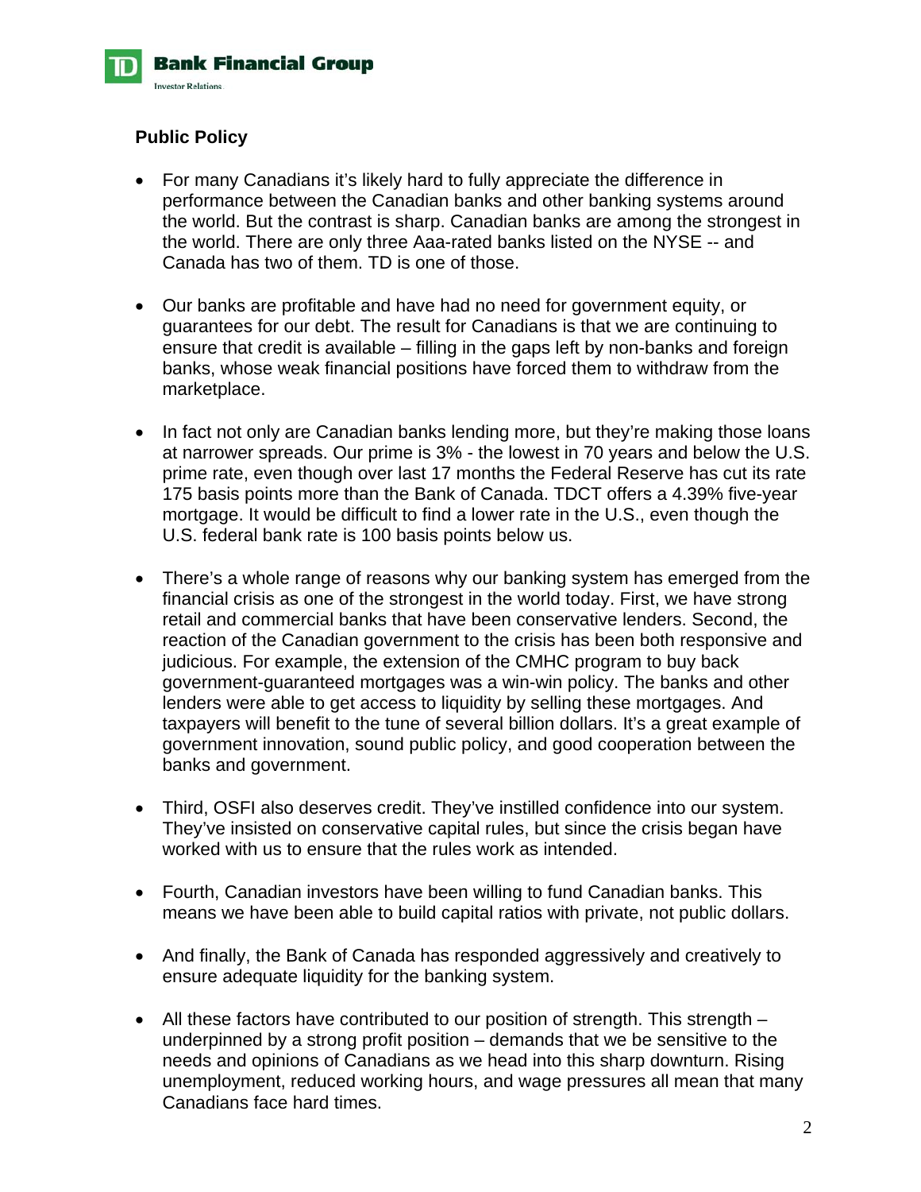## Public Policy

- For many Canadians it's likely hard to fully appreciate the difference in performance between the Canadian banks and other banking systems around the world. But the contrast is sharp. Canadian banks are among the strongest in the world. There are only three Aaa-rated banks listed on the NYSE -- and Canada has two of them. TD is one of those.

- Our banks are profitable and have had no need for government equity, or guarantees for our debt. The result for Canadians is that we are continuing to ensure that credit is available – filling in the gaps left by non-banks and foreign banks, whose weak financial positions have forced them to withdraw from the marketplace.

- In fact not only are Canadian banks lending more, but they're making those loans at narrower spreads. Our prime is 3% - the lowest in 70 years and below the U.S. prime rate, even though over last 17 months the Federal Reserve has cut its rate 175 basis points more than the Bank of Canada. TDCT offers a 4.39% five-year mortgage. It would be difficult to find a lower rate in the U.S., even though the U.S. federal bank rate is 100 basis points below us.

- There's a whole range of reasons why our banking system has emerged from the financial crisis as one of the strongest in the world today. First, we have strong retail and commercial banks that have been conservative lenders. Second, the reaction of the Canadian government to the crisis has been both responsive and judicious. For example, the extension of the CMHC program to buy back government-guaranteed mortgages was a win-win policy. The banks and other lenders were able to get access to liquidity by selling these mortgages. And taxpayers will benefit to the tune of several billion dollars. It's a great example of government innovation, sound public policy, and good cooperation between the banks and government.

- Third, OSFI also deserves credit. They've instilled confidence into our system. They've insisted on conservative capital rules, but since the crisis began have worked with us to ensure that the rules work as intended.

- Fourth, Canadian investors have been willing to fund Canadian banks. This means we have been able to build capital ratios with private, not public dollars.

- And finally, the Bank of Canada has responded aggressively and creatively to ensure adequate liquidity for the banking system.

- All these factors have contributed to our position of strength. This strength – underpinned by a strong profit position – demands that we be sensitive to the needs and opinions of Canadians as we head into this sharp downturn. Rising unemployment, reduced working hours, and wage pressures all mean that many Canadians face hard times.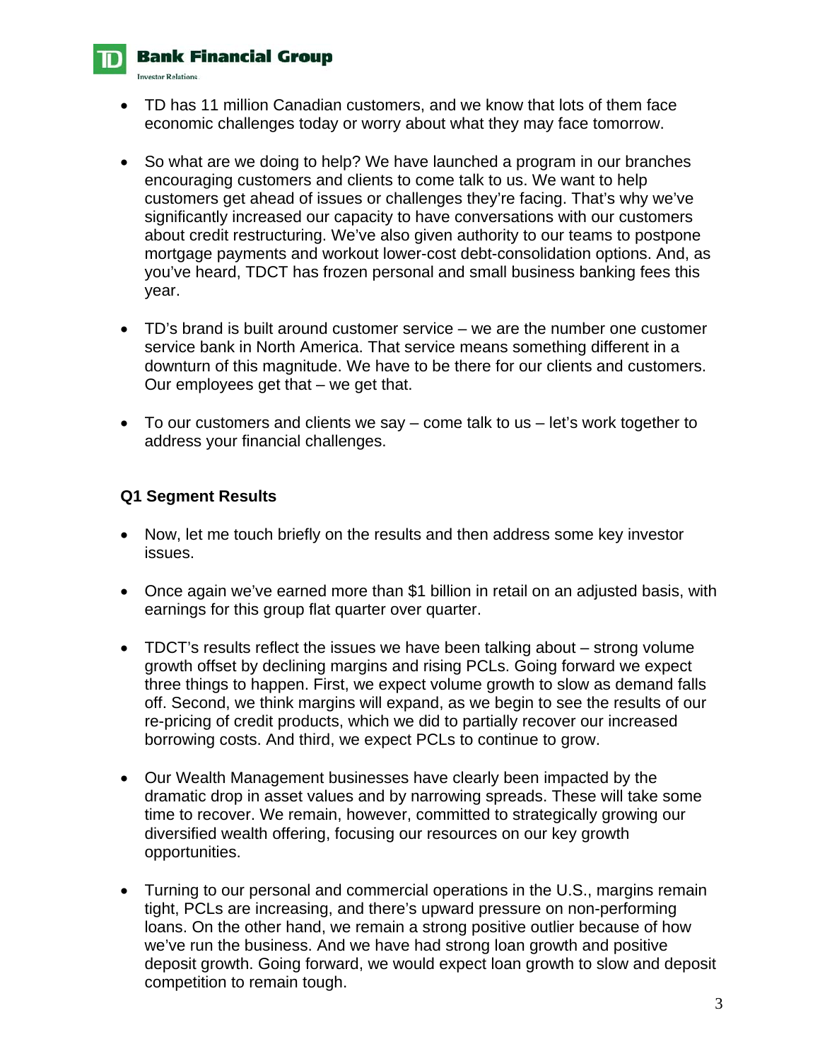- TD has 11 million Canadian customers, and we know that lots of them face economic challenges today or worry about what they may face tomorrow.

- So what are we doing to help? We have launched a program in our branches encouraging customers and clients to come talk to us. We want to help customers get ahead of issues or challenges they're facing. That's why we've significantly increased our capacity to have conversations with our customers about credit restructuring. We've also given authority to our teams to postpone mortgage payments and workout lower-cost debt-consolidation options. And, as you've heard, TDCT has frozen personal and small business banking fees this year.

- TD's brand is built around customer service – we are the number one customer service bank in North America. That service means something different in a downturn of this magnitude. We have to be there for our clients and customers. Our employees get that – we get that.

- To our customers and clients we say – come talk to us – let's work together to address your financial challenges.

**Q1 Segment Results**

- Now, let me touch briefly on the results and then address some key investor issues.

- Once again we've earned more than $1 billion in retail on an adjusted basis, with earnings for this group flat quarter over quarter.

- TDCT's results reflect the issues we have been talking about – strong volume growth offset by declining margins and rising PCLs. Going forward we expect three things to happen. First, we expect volume growth to slow as demand falls off. Second, we think margins will expand, as we begin to see the results of our re-pricing of credit products, which we did to partially recover our increased borrowing costs. And third, we expect PCLs to continue to grow.

- Our Wealth Management businesses have clearly been impacted by the dramatic drop in asset values and by narrowing spreads. These will take some time to recover. We remain, however, committed to strategically growing our diversified wealth offering, focusing our resources on our key growth opportunities.

- Turning to our personal and commercial operations in the U.S., margins remain tight, PCLs are increasing, and there's upward pressure on non-performing loans. On the other hand, we remain a strong positive outlier because of how we've run the business. And we have had strong loan growth and positive deposit growth. Going forward, we would expect loan growth to slow and deposit competition to remain tough.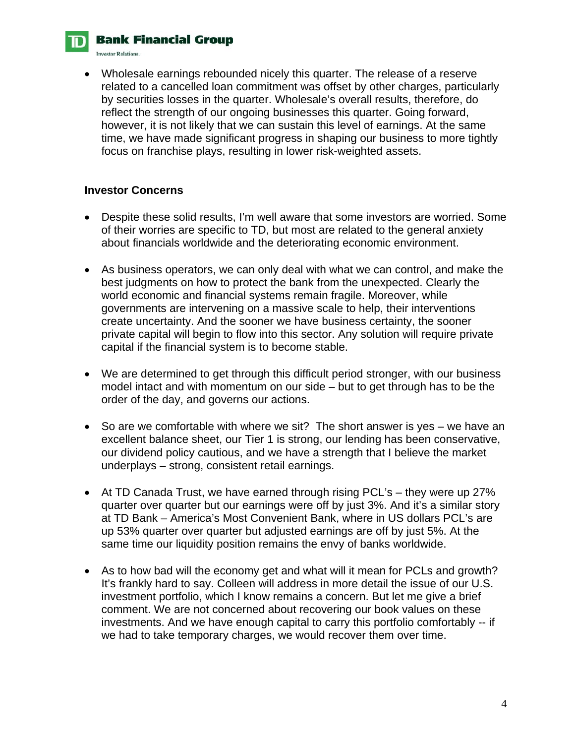- Wholesale earnings rebounded nicely this quarter. The release of a reserve related to a cancelled loan commitment was offset by other charges, particularly by securities losses in the quarter. Wholesale's overall results, therefore, do reflect the strength of our ongoing businesses this quarter. Going forward, however, it is not likely that we can sustain this level of earnings. At the same time, we have made significant progress in shaping our business to more tightly focus on franchise plays, resulting in lower risk-weighted assets.

**Investor Concerns**

- Despite these solid results, I'm well aware that some investors are worried. Some of their worries are specific to TD, but most are related to the general anxiety about financials worldwide and the deteriorating economic environment.

- As business operators, we can only deal with what we can control, and make the best judgments on how to protect the bank from the unexpected. Clearly the world economic and financial systems remain fragile. Moreover, while governments are intervening on a massive scale to help, their interventions create uncertainty. And the sooner we have business certainty, the sooner private capital will begin to flow into this sector. Any solution will require private capital if the financial system is to become stable.

- We are determined to get through this difficult period stronger, with our business model intact and with momentum on our side – but to get through has to be the order of the day, and governs our actions.

- So are we comfortable with where we sit? The short answer is yes – we have an excellent balance sheet, our Tier 1 is strong, our lending has been conservative, our dividend policy cautious, and we have a strength that I believe the market underplays – strong, consistent retail earnings.

- At TD Canada Trust, we have earned through rising PCL's – they were up 27% quarter over quarter but our earnings were off by just 3%. And it's a similar story at TD Bank – America's Most Convenient Bank, where in US dollars PCL's are up 53% quarter over quarter but adjusted earnings are off by just 5%. At the same time our liquidity position remains the envy of banks worldwide.

- As to how bad will the economy get and what will it mean for PCLs and growth? It's frankly hard to say. Colleen will address in more detail the issue of our U.S. investment portfolio, which I know remains a concern. But let me give a brief comment. We are not concerned about recovering our book values on these investments. And we have enough capital to carry this portfolio comfortably -- if we had to take temporary charges, we would recover them over time.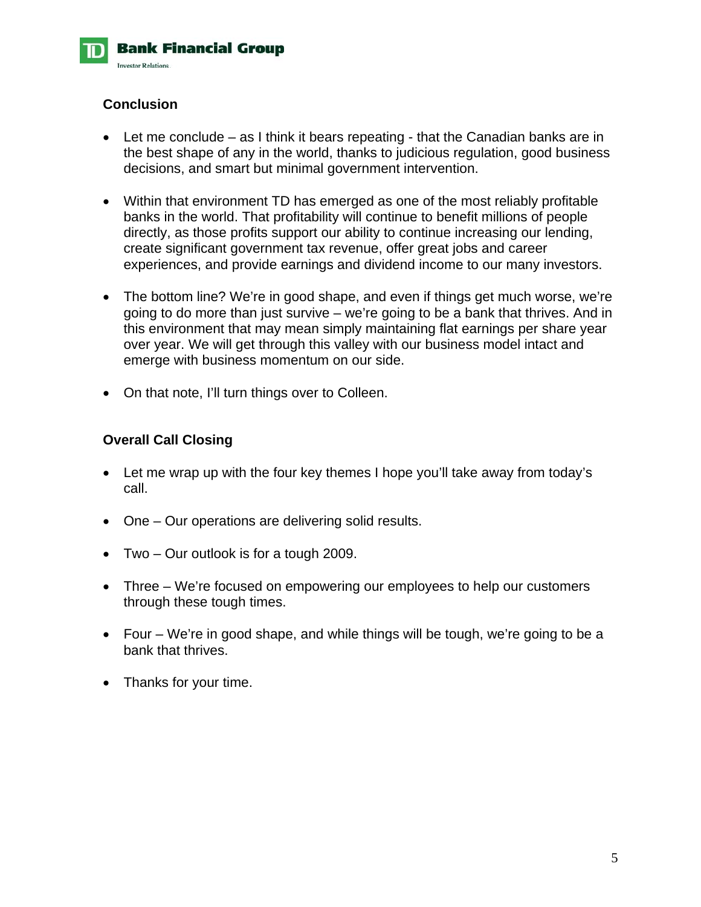## Conclusion

- Let me conclude – as I think it bears repeating - that the Canadian banks are in the best shape of any in the world, thanks to judicious regulation, good business decisions, and smart but minimal government intervention.

- Within that environment TD has emerged as one of the most reliably profitable banks in the world. That profitability will continue to benefit millions of people directly, as those profits support our ability to continue increasing our lending, create significant government tax revenue, offer great jobs and career experiences, and provide earnings and dividend income to our many investors.

- The bottom line? We're in good shape, and even if things get much worse, we're going to do more than just survive – we're going to be a bank that thrives. And in this environment that may mean simply maintaining flat earnings per share year over year. We will get through this valley with our business model intact and emerge with business momentum on our side.

- On that note, I'll turn things over to Colleen.

## Overall Call Closing

- Let me wrap up with the four key themes I hope you'll take away from today's call.

- One – Our operations are delivering solid results.

- Two – Our outlook is for a tough 2009.

- Three – We're focused on empowering our employees to help our customers through these tough times.

- Four – We're in good shape, and while things will be tough, we're going to be a bank that thrives.

- Thanks for your time.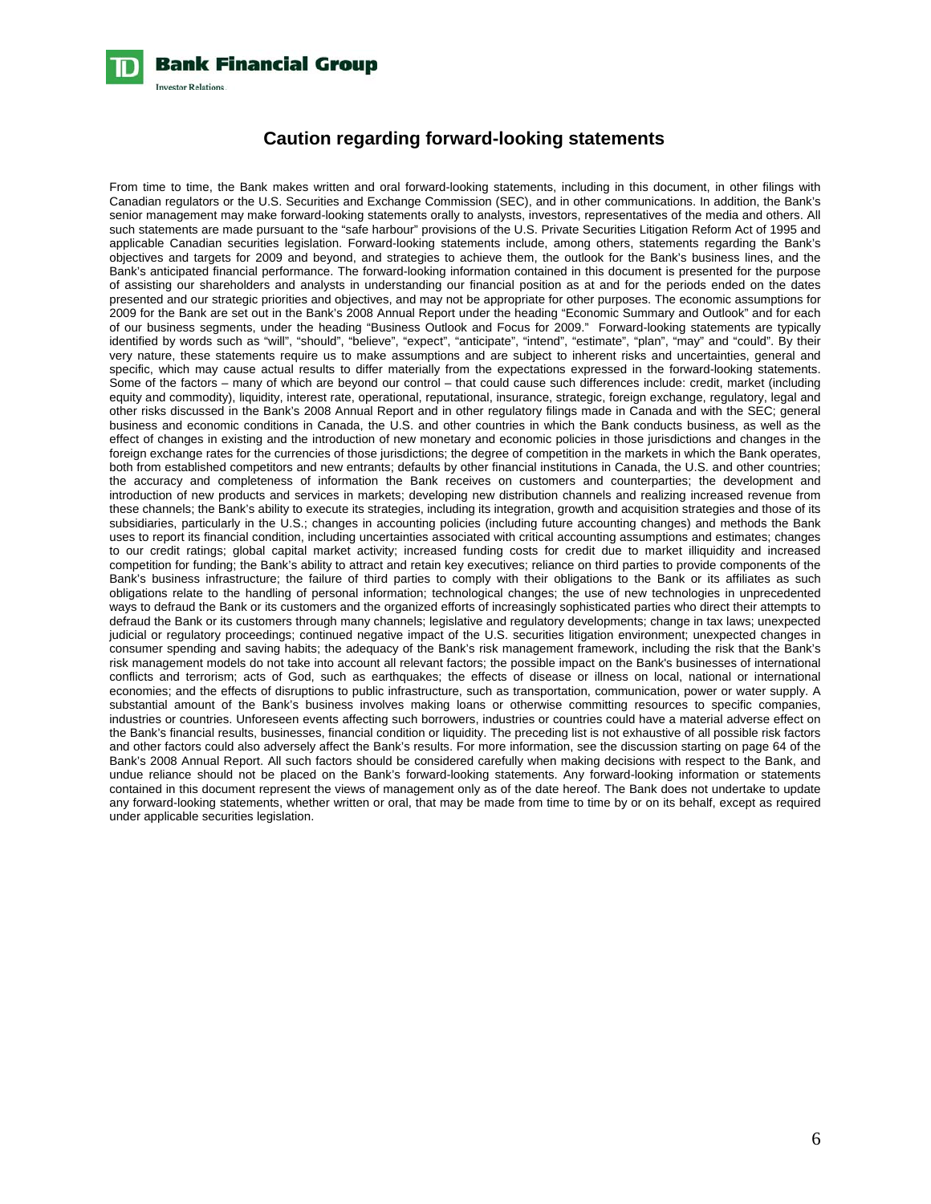# Caution regarding forward-looking statements

From time to time, the Bank makes written and oral forward-looking statements, including in this document, in other filings with Canadian regulators or the U.S. Securities and Exchange Commission (SEC), and in other communications. In addition, the Bank's senior management may make forward-looking statements orally to analysts, investors, representatives of the media and others. All such statements are made pursuant to the "safe harbour" provisions of the U.S. Private Securities Litigation Reform Act of 1995 and applicable Canadian securities legislation. Forward-looking statements include, among others, statements regarding the Bank's objectives and targets for 2009 and beyond, and strategies to achieve them, the outlook for the Bank's business lines, and the Bank's anticipated financial performance. The forward-looking information contained in this document is presented for the purpose of assisting our shareholders and analysts in understanding our financial position as at and for the periods ended on the dates presented and our strategic priorities and objectives, and may not be appropriate for other purposes. The economic assumptions for 2009 for the Bank are set out in the Bank's 2008 Annual Report under the heading "Economic Summary and Outlook" and for each of our business segments, under the heading "Business Outlook and Focus for 2009." Forward-looking statements are typically identified by words such as "will", "should", "believe", "expect", "anticipate", "intend", "estimate", "plan", "may" and "could". By their very nature, these statements require us to make assumptions and are subject to inherent risks and uncertainties, general and specific, which may cause actual results to differ materially from the expectations expressed in the forward-looking statements. Some of the factors – many of which are beyond our control – that could cause such differences include: credit, market (including equity and commodity), liquidity, interest rate, operational, reputational, insurance, strategic, foreign exchange, regulatory, legal and other risks discussed in the Bank's 2008 Annual Report and in other regulatory filings made in Canada and with the SEC; general business and economic conditions in Canada, the U.S. and other countries in which the Bank conducts business, as well as the effect of changes in existing and the introduction of new monetary and economic policies in those jurisdictions and changes in the foreign exchange rates for the currencies of those jurisdictions; the degree of competition in the markets in which the Bank operates, both from established competitors and new entrants; defaults by other financial institutions in Canada, the U.S. and other countries; the accuracy and completeness of information the Bank receives on customers and counterparties; the development and introduction of new products and services in markets; developing new distribution channels and realizing increased revenue from these channels; the Bank's ability to execute its strategies, including its integration, growth and acquisition strategies and those of its subsidiaries, particularly in the U.S.; changes in accounting policies (including future accounting changes) and methods the Bank uses to report its financial condition, including uncertainties associated with critical accounting assumptions and estimates; changes to our credit ratings; global capital market activity; increased funding costs for credit due to market illiquidity and increased competition for funding; the Bank's ability to attract and retain key executives; reliance on third parties to provide components of the Bank's business infrastructure; the failure of third parties to comply with their obligations to the Bank or its affiliates as such obligations relate to the handling of personal information; technological changes; the use of new technologies in unprecedented ways to defraud the Bank or its customers and the organized efforts of increasingly sophisticated parties who direct their attempts to defraud the Bank or its customers through many channels; legislative and regulatory developments; change in tax laws; unexpected judicial or regulatory proceedings; continued negative impact of the U.S. securities litigation environment; unexpected changes in consumer spending and saving habits; the adequacy of the Bank's risk management framework, including the risk that the Bank's risk management models do not take into account all relevant factors; the possible impact on the Bank's businesses of international conflicts and terrorism; acts of God, such as earthquakes; the effects of disease or illness on local, national or international economies; and the effects of disruptions to public infrastructure, such as transportation, communication, power or water supply. A substantial amount of the Bank's business involves making loans or otherwise committing resources to specific companies, industries or countries. Unforeseen events affecting such borrowers, industries or countries could have a material adverse effect on the Bank's financial results, businesses, financial condition or liquidity. The preceding list is not exhaustive of all possible risk factors and other factors could also adversely affect the Bank's results. For more information, see the discussion starting on page 64 of the Bank's 2008 Annual Report. All such factors should be considered carefully when making decisions with respect to the Bank, and undue reliance should not be placed on the Bank's forward-looking statements. Any forward-looking information or statements contained in this document represent the views of management only as of the date hereof. The Bank does not undertake to update any forward-looking statements, whether written or oral, that may be made from time to time by or on its behalf, except as required under applicable securities legislation.